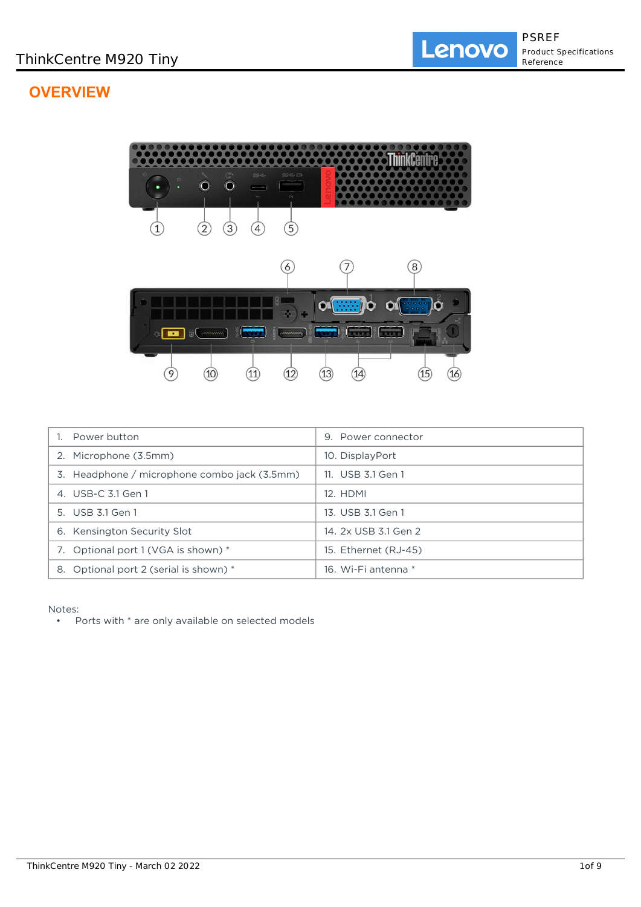ThinkCentre M920 Tiny

# OVERVIEW

| | |
|---|---|
| 1. Power button | 9. Power connector |
| 2. Microphone (3.5mm) | 10. DisplayPort |
| 3. Headphone / microphone combo jack (3.5mm) | 11. USB 3.1 Gen 1 |
| 4. USB-C 3.1 Gen 1 | 12. HDMI |
| 5. USB 3.1 Gen 1 | 13. USB 3.1 Gen 1 |
| 6. Kensington Security Slot | 14. 2x USB 3.1 Gen 2 |
| 7. Optional port 1 (VGA is shown) * | 15. Ethernet (RJ-45) |
| 8. Optional port 2 (serial is shown) * | 16. Wi-Fi antenna * |

Notes:

- Ports with * are only available on selected models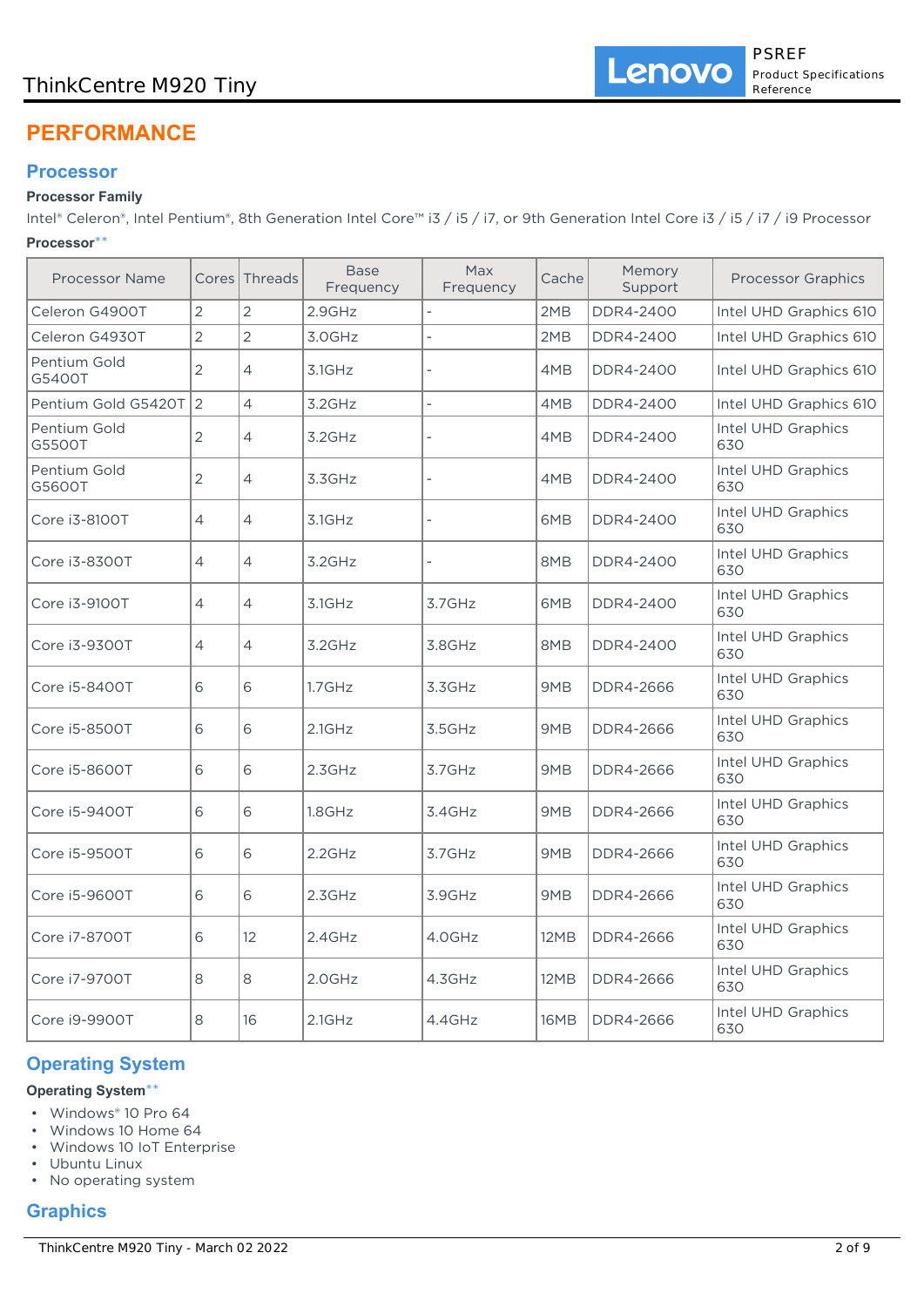# PERFORMANCE

## Processor

**Processor Family**

Intel® Celeron®, Intel Pentium®, 8th Generation Intel Core™ i3 / i5 / i7, or 9th Generation Intel Core i3 / i5 / i7 / i9 Processor

**Processor****

| Processor Name | Cores | Threads | Base Frequency | Max Frequency | Cache | Memory Support | Processor Graphics |
|---|---|---|---|---|---|---|---|
| Celeron G4900T | 2 | 2 | 2.9GHz | - | 2MB | DDR4-2400 | Intel UHD Graphics 610 |
| Celeron G4930T | 2 | 2 | 3.0GHz | - | 2MB | DDR4-2400 | Intel UHD Graphics 610 |
| Pentium Gold G5400T | 2 | 4 | 3.1GHz | - | 4MB | DDR4-2400 | Intel UHD Graphics 610 |
| Pentium Gold G5420T | 2 | 4 | 3.2GHz | - | 4MB | DDR4-2400 | Intel UHD Graphics 610 |
| Pentium Gold G5500T | 2 | 4 | 3.2GHz | - | 4MB | DDR4-2400 | Intel UHD Graphics 630 |
| Pentium Gold G5600T | 2 | 4 | 3.3GHz | - | 4MB | DDR4-2400 | Intel UHD Graphics 630 |
| Core i3-8100T | 4 | 4 | 3.1GHz | - | 6MB | DDR4-2400 | Intel UHD Graphics 630 |
| Core i3-8300T | 4 | 4 | 3.2GHz | - | 8MB | DDR4-2400 | Intel UHD Graphics 630 |
| Core i3-9100T | 4 | 4 | 3.1GHz | 3.7GHz | 6MB | DDR4-2400 | Intel UHD Graphics 630 |
| Core i3-9300T | 4 | 4 | 3.2GHz | 3.8GHz | 8MB | DDR4-2400 | Intel UHD Graphics 630 |
| Core i5-8400T | 6 | 6 | 1.7GHz | 3.3GHz | 9MB | DDR4-2666 | Intel UHD Graphics 630 |
| Core i5-8500T | 6 | 6 | 2.1GHz | 3.5GHz | 9MB | DDR4-2666 | Intel UHD Graphics 630 |
| Core i5-8600T | 6 | 6 | 2.3GHz | 3.7GHz | 9MB | DDR4-2666 | Intel UHD Graphics 630 |
| Core i5-9400T | 6 | 6 | 1.8GHz | 3.4GHz | 9MB | DDR4-2666 | Intel UHD Graphics 630 |
| Core i5-9500T | 6 | 6 | 2.2GHz | 3.7GHz | 9MB | DDR4-2666 | Intel UHD Graphics 630 |
| Core i5-9600T | 6 | 6 | 2.3GHz | 3.9GHz | 9MB | DDR4-2666 | Intel UHD Graphics 630 |
| Core i7-8700T | 6 | 12 | 2.4GHz | 4.0GHz | 12MB | DDR4-2666 | Intel UHD Graphics 630 |
| Core i7-9700T | 8 | 8 | 2.0GHz | 4.3GHz | 12MB | DDR4-2666 | Intel UHD Graphics 630 |
| Core i9-9900T | 8 | 16 | 2.1GHz | 4.4GHz | 16MB | DDR4-2666 | Intel UHD Graphics 630 |

## Operating System

**Operating System****

- Windows® 10 Pro 64
- Windows 10 Home 64
- Windows 10 IoT Enterprise
- Ubuntu Linux
- No operating system

## Graphics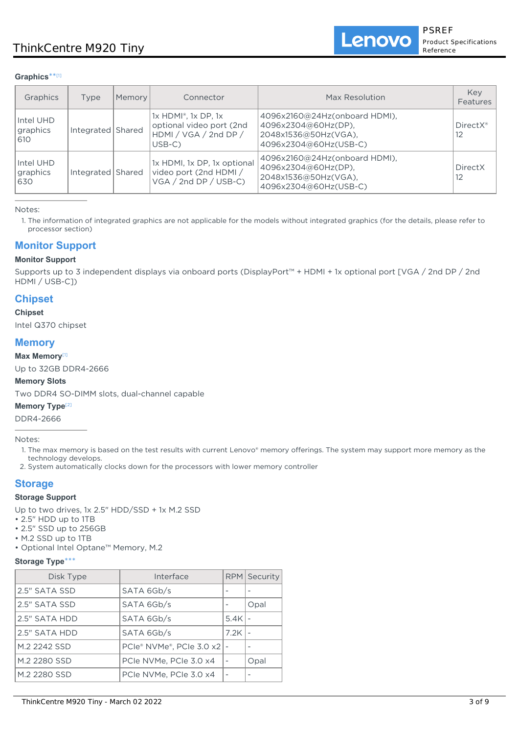**Graphics**** [1]

| Graphics | Type | Memory | Connector | Max Resolution | Key Features |
|---|---|---|---|---|---|
| Intel UHD graphics 610 | Integrated | Shared | 1x HDMI®, 1x DP, 1x optional video port (2nd HDMI / VGA / 2nd DP / USB-C) | 4096x2160@24Hz(onboard HDMI), 4096x2304@60Hz(DP), 2048x1536@50Hz(VGA), 4096x2304@60Hz(USB-C) | DirectX® 12 |
| Intel UHD graphics 630 | Integrated | Shared | 1x HDMI, 1x DP, 1x optional video port (2nd HDMI / VGA / 2nd DP / USB-C) | 4096x2160@24Hz(onboard HDMI), 4096x2304@60Hz(DP), 2048x1536@50Hz(VGA), 4096x2304@60Hz(USB-C) | DirectX 12 |

Notes:

1. The information of integrated graphics are not applicable for the models without integrated graphics (for the details, please refer to processor section)

## Monitor Support

**Monitor Support**

Supports up to 3 independent displays via onboard ports (DisplayPort™ + HDMI + 1x optional port [VGA / 2nd DP / 2nd HDMI / USB-C])

## Chipset

**Chipset**

Intel Q370 chipset

## Memory

**Max Memory** [1]

Up to 32GB DDR4-2666

**Memory Slots**

Two DDR4 SO-DIMM slots, dual-channel capable

**Memory Type** [2]

DDR4-2666

Notes:

1. The max memory is based on the test results with current Lenovo® memory offerings. The system may support more memory as the technology develops.
2. System automatically clocks down for the processors with lower memory controller

## Storage

**Storage Support**

Up to two drives, 1x 2.5" HDD/SSD + 1x M.2 SSD

- 2.5" HDD up to 1TB
- 2.5" SSD up to 256GB
- M.2 SSD up to 1TB
- Optional Intel Optane™ Memory, M.2

**Storage Type*****

| Disk Type | Interface | RPM | Security |
|---|---|---|---|
| 2.5" SATA SSD | SATA 6Gb/s | - | - |
| 2.5" SATA SSD | SATA 6Gb/s | - | Opal |
| 2.5" SATA HDD | SATA 6Gb/s | 5.4K | - |
| 2.5" SATA HDD | SATA 6Gb/s | 7.2K | - |
| M.2 2242 SSD | PCIe® NVMe®, PCIe 3.0 x2 | - | - |
| M.2 2280 SSD | PCIe NVMe, PCIe 3.0 x4 | - | Opal |
| M.2 2280 SSD | PCIe NVMe, PCIe 3.0 x4 | - | - |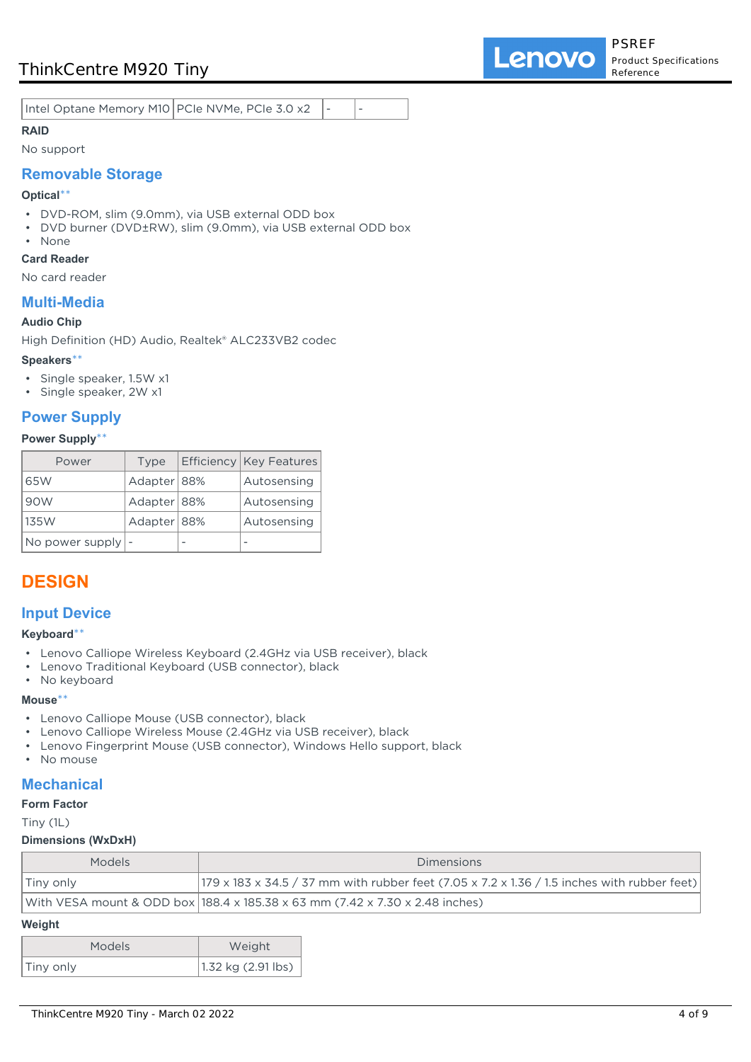| Intel Optane Memory M10 | PCIe NVMe, PCIe 3.0 x2 | - | - |
|---|---|---|---|

**RAID**

No support

## Removable Storage

**Optical****

- DVD-ROM, slim (9.0mm), via USB external ODD box
- DVD burner (DVD±RW), slim (9.0mm), via USB external ODD box
- None

**Card Reader**

No card reader

## Multi-Media

**Audio Chip**

High Definition (HD) Audio, Realtek® ALC233VB2 codec

**Speakers****

- Single speaker, 1.5W x1
- Single speaker, 2W x1

## Power Supply

**Power Supply****

| Power | Type | Efficiency | Key Features |
|---|---|---|---|
| 65W | Adapter | 88% | Autosensing |
| 90W | Adapter | 88% | Autosensing |
| 135W | Adapter | 88% | Autosensing |
| No power supply | - | - | - |

# DESIGN

## Input Device

**Keyboard****

- Lenovo Calliope Wireless Keyboard (2.4GHz via USB receiver), black
- Lenovo Traditional Keyboard (USB connector), black
- No keyboard

**Mouse****

- Lenovo Calliope Mouse (USB connector), black
- Lenovo Calliope Wireless Mouse (2.4GHz via USB receiver), black
- Lenovo Fingerprint Mouse (USB connector), Windows Hello support, black
- No mouse

## Mechanical

**Form Factor**

Tiny (1L)

**Dimensions (WxDxH)**

| Models | Dimensions |
|---|---|
| Tiny only | 179 x 183 x 34.5 / 37 mm with rubber feet (7.05 x 7.2 x 1.36 / 1.5 inches with rubber feet) |
| With VESA mount & ODD box | 188.4 x 185.38 x 63 mm (7.42 x 7.30 x 2.48 inches) |

**Weight**

| Models | Weight |
|---|---|
| Tiny only | 1.32 kg (2.91 lbs) |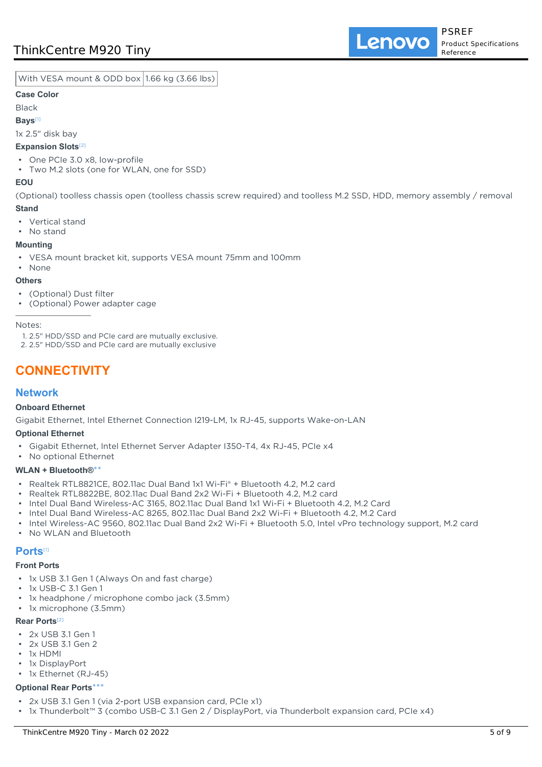| With VESA mount & ODD box | 1.66 kg (3.66 lbs) |
|---|---|

**Case Color**

Black

**Bays**[1]

1x 2.5" disk bay

**Expansion Slots**[2]

- One PCIe 3.0 x8, low-profile
- Two M.2 slots (one for WLAN, one for SSD)

**EOU**

(Optional) toolless chassis open (toolless chassis screw required) and toolless M.2 SSD, HDD, memory assembly / removal

**Stand**

- Vertical stand
- No stand

**Mounting**

- VESA mount bracket kit, supports VESA mount 75mm and 100mm
- None

**Others**

- (Optional) Dust filter
- (Optional) Power adapter cage

---

Notes:

1. 2.5" HDD/SSD and PCIe card are mutually exclusive.
2. 2.5" HDD/SSD and PCIe card are mutually exclusive

# CONNECTIVITY

## Network

**Onboard Ethernet**

Gigabit Ethernet, Intel Ethernet Connection I219-LM, 1x RJ-45, supports Wake-on-LAN

**Optional Ethernet**

- Gigabit Ethernet, Intel Ethernet Server Adapter I350-T4, 4x RJ-45, PCIe x4
- No optional Ethernet

**WLAN + Bluetooth®****

- Realtek RTL8821CE, 802.11ac Dual Band 1x1 Wi-Fi® + Bluetooth 4.2, M.2 card
- Realtek RTL8822BE, 802.11ac Dual Band 2x2 Wi-Fi + Bluetooth 4.2, M.2 card
- Intel Dual Band Wireless-AC 3165, 802.11ac Dual Band 1x1 Wi-Fi + Bluetooth 4.2, M.2 Card
- Intel Dual Band Wireless-AC 8265, 802.11ac Dual Band 2x2 Wi-Fi + Bluetooth 4.2, M.2 Card
- Intel Wireless-AC 9560, 802.11ac Dual Band 2x2 Wi-Fi + Bluetooth 5.0, Intel vPro technology support, M.2 card
- No WLAN and Bluetooth

## Ports[1]

**Front Ports**

- 1x USB 3.1 Gen 1 (Always On and fast charge)
- 1x USB-C 3.1 Gen 1
- 1x headphone / microphone combo jack (3.5mm)
- 1x microphone (3.5mm)

**Rear Ports**[2]

- 2x USB 3.1 Gen 1
- 2x USB 3.1 Gen 2
- 1x HDMI
- 1x DisplayPort
- 1x Ethernet (RJ-45)

**Optional Rear Ports*****

- 2x USB 3.1 Gen 1 (via 2-port USB expansion card, PCIe x1)
- 1x Thunderbolt™ 3 (combo USB-C 3.1 Gen 2 / DisplayPort, via Thunderbolt expansion card, PCIe x4)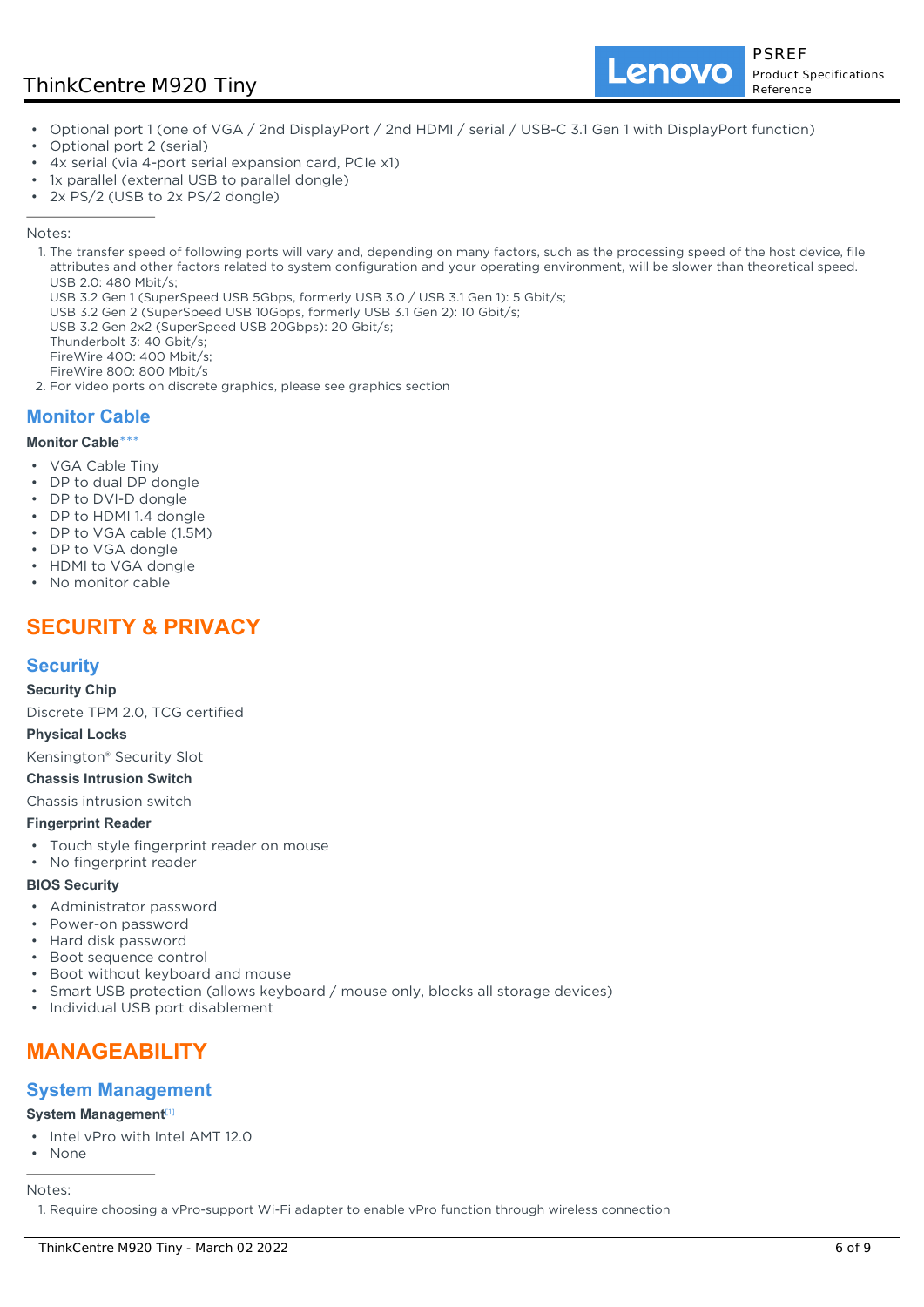- Optional port 1 (one of VGA / 2nd DisplayPort / 2nd HDMI / serial / USB-C 3.1 Gen 1 with DisplayPort function)
- Optional port 2 (serial)
- 4x serial (via 4-port serial expansion card, PCIe x1)
- 1x parallel (external USB to parallel dongle)
- 2x PS/2 (USB to 2x PS/2 dongle)

---

Notes:

1. The transfer speed of following ports will vary and, depending on many factors, such as the processing speed of the host device, file attributes and other factors related to system configuration and your operating environment, will be slower than theoretical speed.
   USB 2.0: 480 Mbit/s;
   USB 3.2 Gen 1 (SuperSpeed USB 5Gbps, formerly USB 3.0 / USB 3.1 Gen 1): 5 Gbit/s;
   USB 3.2 Gen 2 (SuperSpeed USB 10Gbps, formerly USB 3.1 Gen 2): 10 Gbit/s;
   USB 3.2 Gen 2x2 (SuperSpeed USB 20Gbps): 20 Gbit/s;
   Thunderbolt 3: 40 Gbit/s;
   FireWire 400: 400 Mbit/s;
   FireWire 800: 800 Mbit/s
2. For video ports on discrete graphics, please see graphics section

## Monitor Cable

**Monitor Cable*****

- VGA Cable Tiny
- DP to dual DP dongle
- DP to DVI-D dongle
- DP to HDMI 1.4 dongle
- DP to VGA cable (1.5M)
- DP to VGA dongle
- HDMI to VGA dongle
- No monitor cable

# SECURITY & PRIVACY

## Security

**Security Chip**

Discrete TPM 2.0, TCG certified

**Physical Locks**

Kensington® Security Slot

**Chassis Intrusion Switch**

Chassis intrusion switch

**Fingerprint Reader**

- Touch style fingerprint reader on mouse
- No fingerprint reader

**BIOS Security**

- Administrator password
- Power-on password
- Hard disk password
- Boot sequence control
- Boot without keyboard and mouse
- Smart USB protection (allows keyboard / mouse only, blocks all storage devices)
- Individual USB port disablement

# MANAGEABILITY

## System Management

**System Management**[1]

- Intel vPro with Intel AMT 12.0
- None

---

Notes:

1. Require choosing a vPro-support Wi-Fi adapter to enable vPro function through wireless connection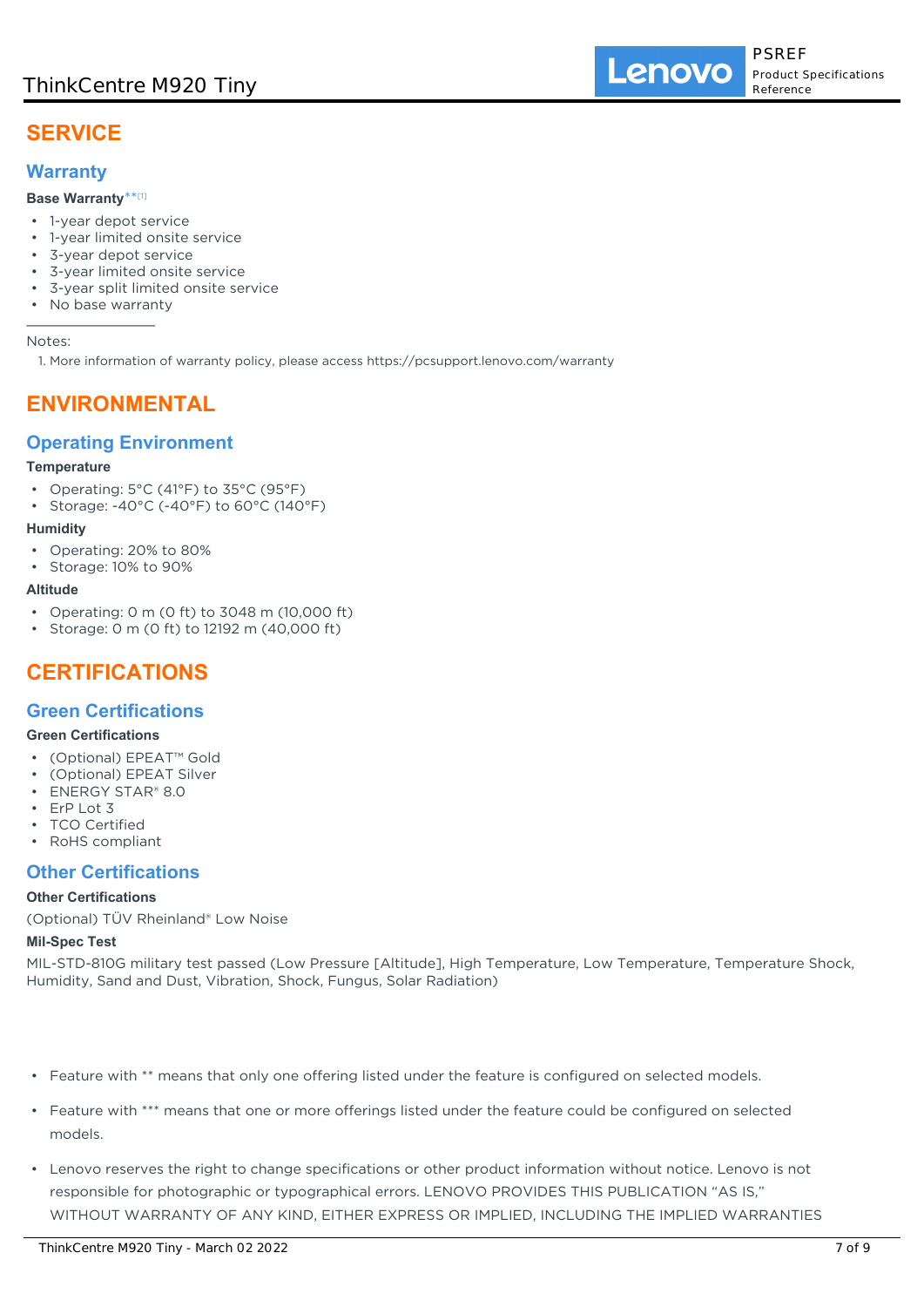# SERVICE

## Warranty

**Base Warranty**** [1]

- 1-year depot service
- 1-year limited onsite service
- 3-year depot service
- 3-year limited onsite service
- 3-year split limited onsite service
- No base warranty

Notes:

1. More information of warranty policy, please access https://pcsupport.lenovo.com/warranty

# ENVIRONMENTAL

## Operating Environment

**Temperature**

- Operating: 5°C (41°F) to 35°C (95°F)
- Storage: -40°C (-40°F) to 60°C (140°F)

**Humidity**

- Operating: 20% to 80%
- Storage: 10% to 90%

**Altitude**

- Operating: 0 m (0 ft) to 3048 m (10,000 ft)
- Storage: 0 m (0 ft) to 12192 m (40,000 ft)

# CERTIFICATIONS

## Green Certifications

**Green Certifications**

- (Optional) EPEAT™ Gold
- (Optional) EPEAT Silver
- ENERGY STAR® 8.0
- ErP Lot 3
- TCO Certified
- RoHS compliant

## Other Certifications

**Other Certifications**

(Optional) TÜV Rheinland® Low Noise

**Mil-Spec Test**

MIL-STD-810G military test passed (Low Pressure [Altitude], High Temperature, Low Temperature, Temperature Shock, Humidity, Sand and Dust, Vibration, Shock, Fungus, Solar Radiation)

- Feature with ** means that only one offering listed under the feature is configured on selected models.
- Feature with *** means that one or more offerings listed under the feature could be configured on selected models.
- Lenovo reserves the right to change specifications or other product information without notice. Lenovo is not responsible for photographic or typographical errors. LENOVO PROVIDES THIS PUBLICATION "AS IS," WITHOUT WARRANTY OF ANY KIND, EITHER EXPRESS OR IMPLIED, INCLUDING THE IMPLIED WARRANTIES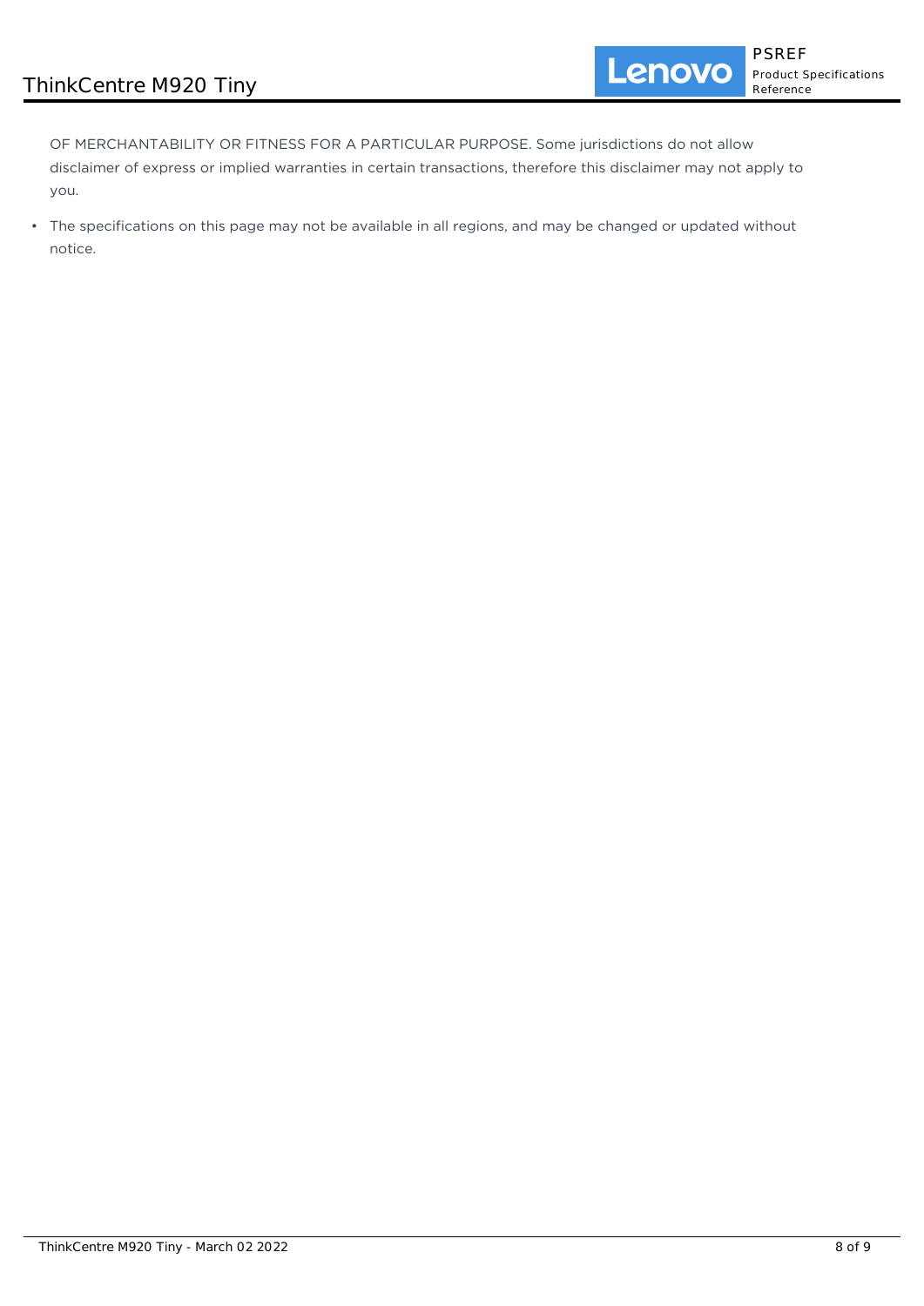OF MERCHANTABILITY OR FITNESS FOR A PARTICULAR PURPOSE. Some jurisdictions do not allow disclaimer of express or implied warranties in certain transactions, therefore this disclaimer may not apply to you.

- The specifications on this page may not be available in all regions, and may be changed or updated without notice.